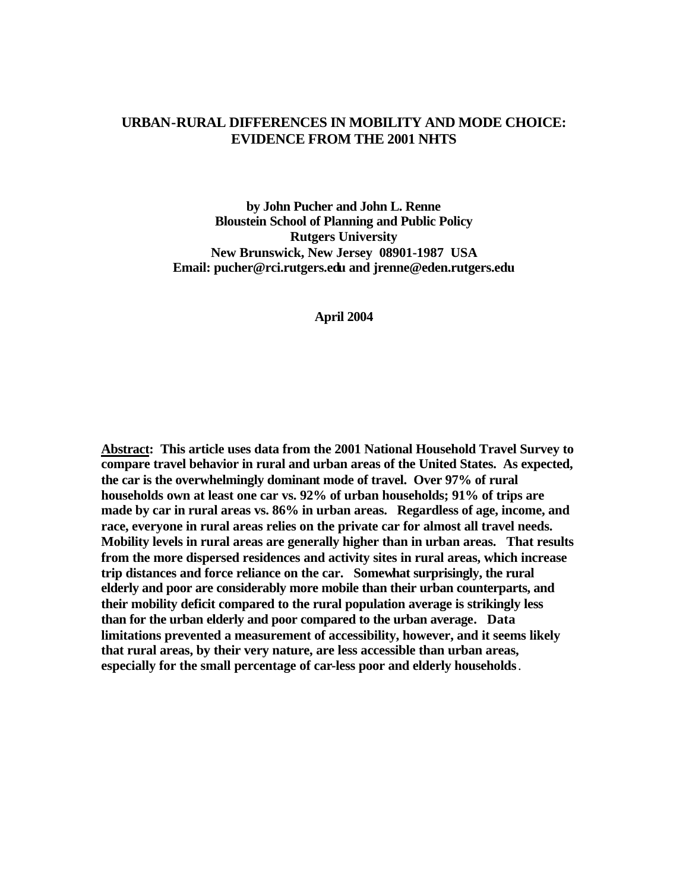# URBAN-RURAL DIFFERENCES IN MOBILITY AND MODE CHOICE: EVIDENCE FROM THE 2001 NHTS

**by John Pucher and John L. Renne**
**Bloustein School of Planning and Public Policy**
**Rutgers University**
**New Brunswick, New Jersey 08901-1987 USA**
**Email: pucher@rci.rutgers.edu and jrenne@eden.rutgers.edu**

**April 2004**

**Abstract: This article uses data from the 2001 National Household Travel Survey to compare travel behavior in rural and urban areas of the United States. As expected, the car is the overwhelmingly dominant mode of travel. Over 97% of rural households own at least one car vs. 92% of urban households; 91% of trips are made by car in rural areas vs. 86% in urban areas. Regardless of age, income, and race, everyone in rural areas relies on the private car for almost all travel needs. Mobility levels in rural areas are generally higher than in urban areas. That results from the more dispersed residences and activity sites in rural areas, which increase trip distances and force reliance on the car. Somewhat surprisingly, the rural elderly and poor are considerably more mobile than their urban counterparts, and their mobility deficit compared to the rural population average is strikingly less than for the urban elderly and poor compared to the urban average. Data limitations prevented a measurement of accessibility, however, and it seems likely that rural areas, by their very nature, are less accessible than urban areas, especially for the small percentage of car-less poor and elderly households.**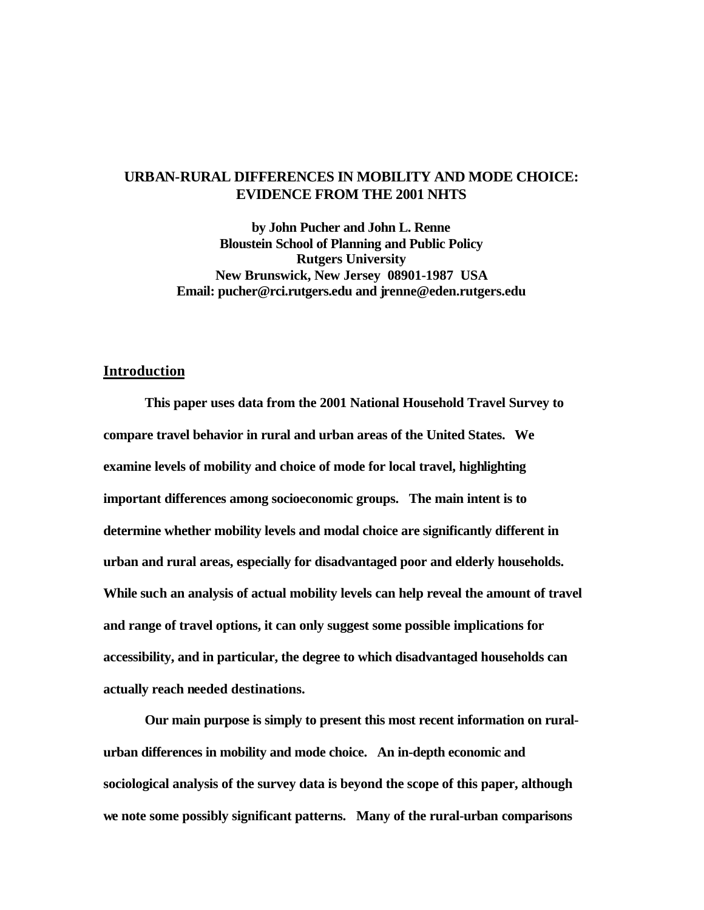# URBAN-RURAL DIFFERENCES IN MOBILITY AND MODE CHOICE: EVIDENCE FROM THE 2001 NHTS

**by John Pucher and John L. Renne**
**Bloustein School of Planning and Public Policy**
**Rutgers University**
**New Brunswick, New Jersey 08901-1987 USA**
**Email: pucher@rci.rutgers.edu and jrenne@eden.rutgers.edu**

## Introduction

**This paper uses data from the 2001 National Household Travel Survey to compare travel behavior in rural and urban areas of the United States. We examine levels of mobility and choice of mode for local travel, highlighting important differences among socioeconomic groups. The main intent is to determine whether mobility levels and modal choice are significantly different in urban and rural areas, especially for disadvantaged poor and elderly households. While such an analysis of actual mobility levels can help reveal the amount of travel and range of travel options, it can only suggest some possible implications for accessibility, and in particular, the degree to which disadvantaged households can actually reach needed destinations.**

**Our main purpose is simply to present this most recent information on rural-urban differences in mobility and mode choice. An in-depth economic and sociological analysis of the survey data is beyond the scope of this paper, although we note some possibly significant patterns. Many of the rural-urban comparisons**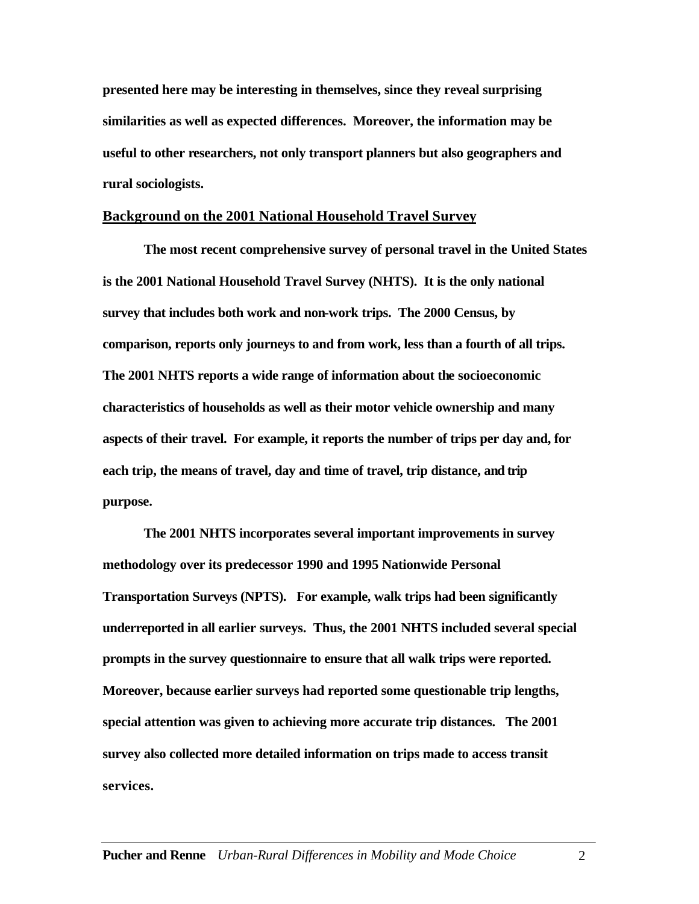**presented here may be interesting in themselves, since they reveal surprising similarities as well as expected differences. Moreover, the information may be useful to other researchers, not only transport planners but also geographers and rural sociologists.**

## Background on the 2001 National Household Travel Survey

**The most recent comprehensive survey of personal travel in the United States is the 2001 National Household Travel Survey (NHTS). It is the only national survey that includes both work and non-work trips. The 2000 Census, by comparison, reports only journeys to and from work, less than a fourth of all trips. The 2001 NHTS reports a wide range of information about the socioeconomic characteristics of households as well as their motor vehicle ownership and many aspects of their travel. For example, it reports the number of trips per day and, for each trip, the means of travel, day and time of travel, trip distance, and trip purpose.**

**The 2001 NHTS incorporates several important improvements in survey methodology over its predecessor 1990 and 1995 Nationwide Personal Transportation Surveys (NPTS). For example, walk trips had been significantly underreported in all earlier surveys. Thus, the 2001 NHTS included several special prompts in the survey questionnaire to ensure that all walk trips were reported. Moreover, because earlier surveys had reported some questionable trip lengths, special attention was given to achieving more accurate trip distances. The 2001 survey also collected more detailed information on trips made to access transit services.**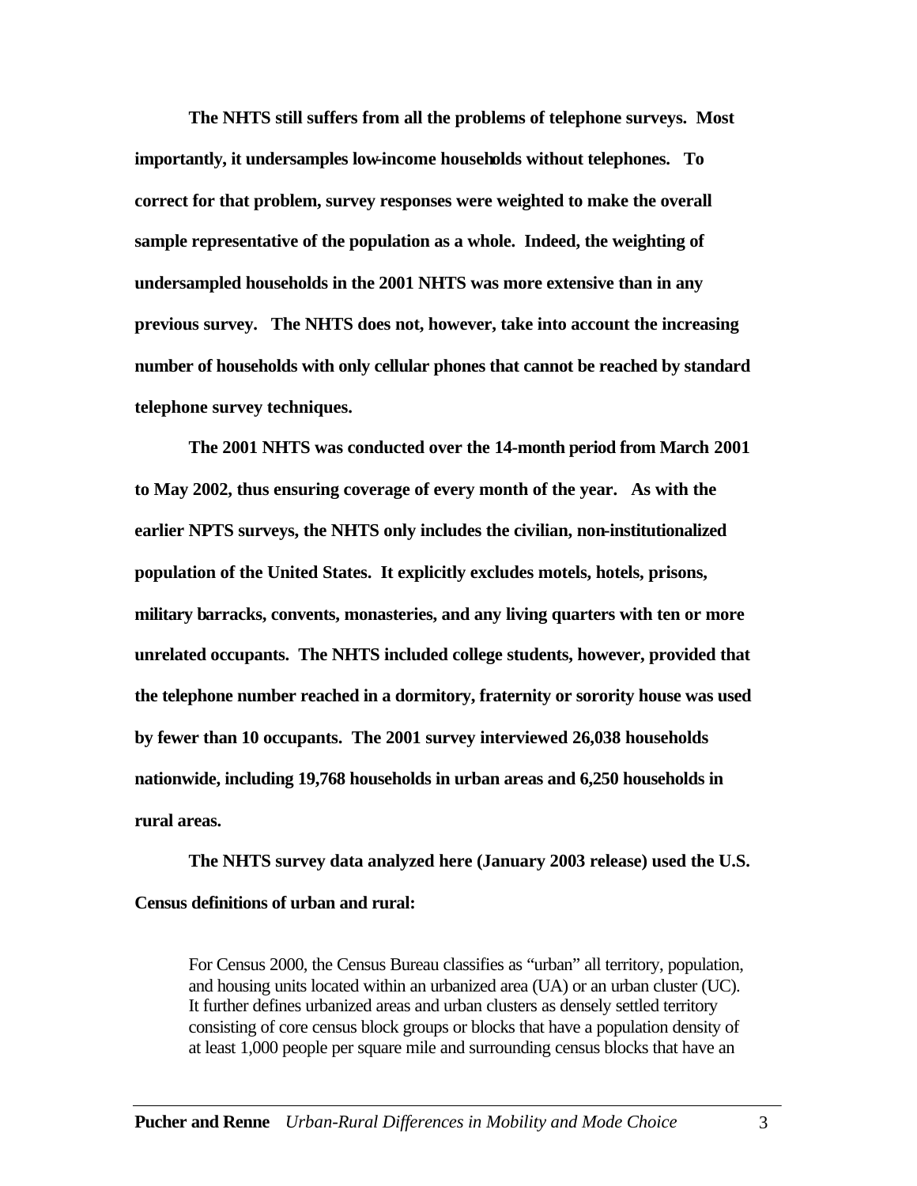**The NHTS still suffers from all the problems of telephone surveys. Most importantly, it undersamples low-income households without telephones. To correct for that problem, survey responses were weighted to make the overall sample representative of the population as a whole. Indeed, the weighting of undersampled households in the 2001 NHTS was more extensive than in any previous survey. The NHTS does not, however, take into account the increasing number of households with only cellular phones that cannot be reached by standard telephone survey techniques.**

**The 2001 NHTS was conducted over the 14-month period from March 2001 to May 2002, thus ensuring coverage of every month of the year. As with the earlier NPTS surveys, the NHTS only includes the civilian, non-institutionalized population of the United States. It explicitly excludes motels, hotels, prisons, military barracks, convents, monasteries, and any living quarters with ten or more unrelated occupants. The NHTS included college students, however, provided that the telephone number reached in a dormitory, fraternity or sorority house was used by fewer than 10 occupants. The 2001 survey interviewed 26,038 households nationwide, including 19,768 households in urban areas and 6,250 households in rural areas.**

**The NHTS survey data analyzed here (January 2003 release) used the U.S. Census definitions of urban and rural:**

> For Census 2000, the Census Bureau classifies as "urban" all territory, population, and housing units located within an urbanized area (UA) or an urban cluster (UC). It further defines urbanized areas and urban clusters as densely settled territory consisting of core census block groups or blocks that have a population density of at least 1,000 people per square mile and surrounding census blocks that have an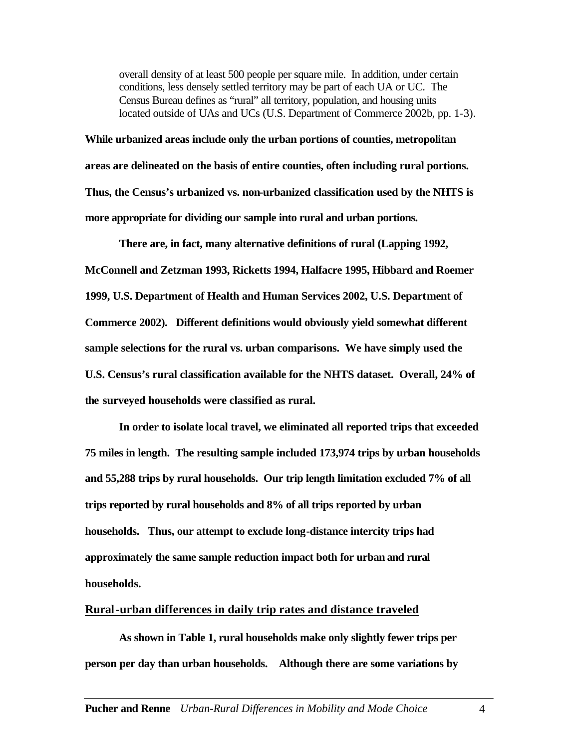> overall density of at least 500 people per square mile. In addition, under certain conditions, less densely settled territory may be part of each UA or UC. The Census Bureau defines as "rural" all territory, population, and housing units located outside of UAs and UCs (U.S. Department of Commerce 2002b, pp. 1-3).

**While urbanized areas include only the urban portions of counties, metropolitan areas are delineated on the basis of entire counties, often including rural portions. Thus, the Census's urbanized vs. non-urbanized classification used by the NHTS is more appropriate for dividing our sample into rural and urban portions.**

**There are, in fact, many alternative definitions of rural (Lapping 1992, McConnell and Zetzman 1993, Ricketts 1994, Halfacre 1995, Hibbard and Roemer 1999, U.S. Department of Health and Human Services 2002, U.S. Department of Commerce 2002). Different definitions would obviously yield somewhat different sample selections for the rural vs. urban comparisons. We have simply used the U.S. Census's rural classification available for the NHTS dataset. Overall, 24% of the surveyed households were classified as rural.**

**In order to isolate local travel, we eliminated all reported trips that exceeded 75 miles in length. The resulting sample included 173,974 trips by urban households and 55,288 trips by rural households. Our trip length limitation excluded 7% of all trips reported by rural households and 8% of all trips reported by urban households. Thus, our attempt to exclude long-distance intercity trips had approximately the same sample reduction impact both for urban and rural households.**

## Rural-urban differences in daily trip rates and distance traveled

**As shown in Table 1, rural households make only slightly fewer trips per person per day than urban households. Although there are some variations by**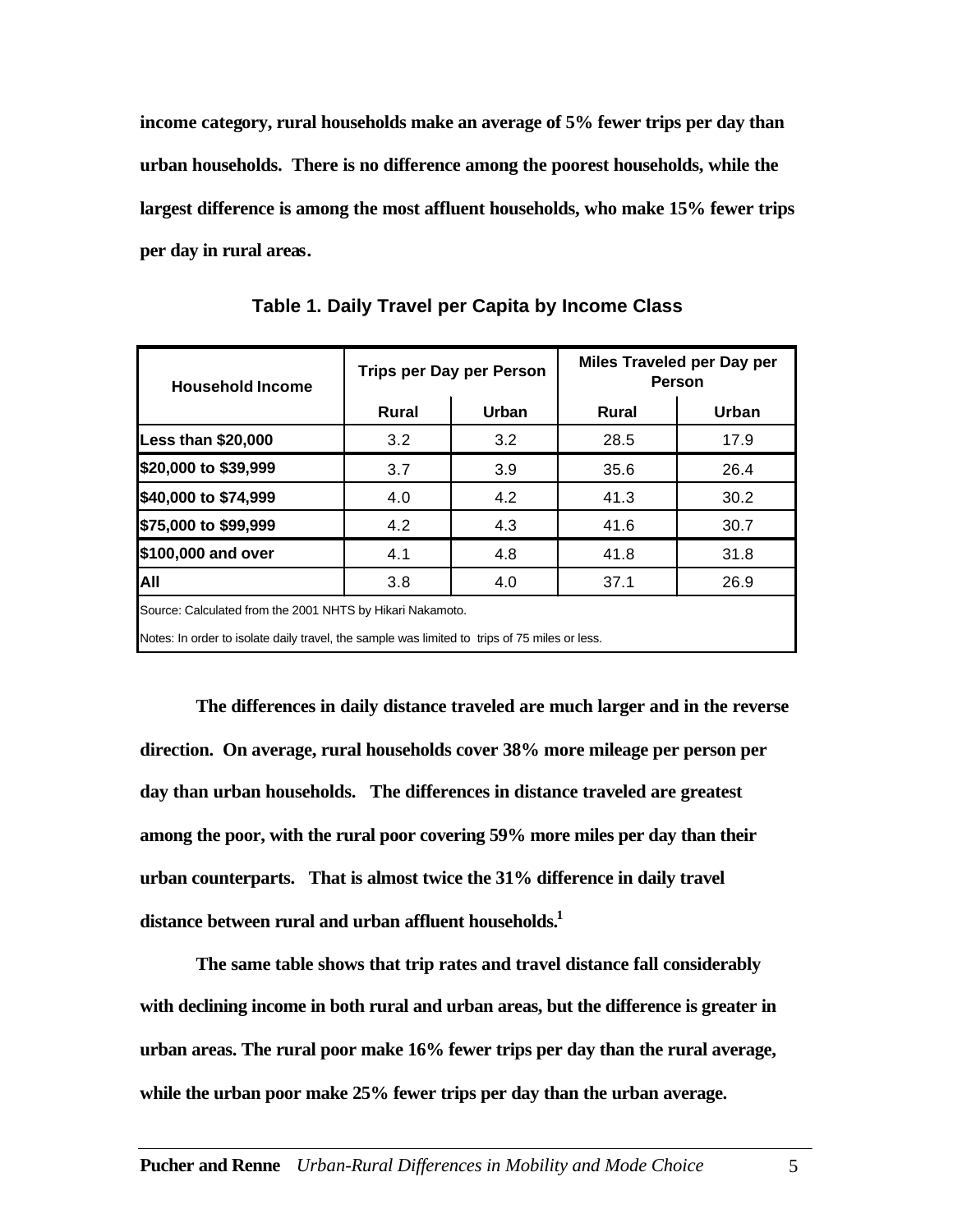**income category, rural households make an average of 5% fewer trips per day than urban households. There is no difference among the poorest households, while the largest difference is among the most affluent households, who make 15% fewer trips per day in rural areas.**

**Table 1. Daily Travel per Capita by Income Class**

| Household Income | Trips per Day per Person | | Miles Traveled per Day per Person | |
|---|---|---|---|---|
| | Rural | Urban | Rural | Urban |
| Less than $20,000 | 3.2 | 3.2 | 28.5 | 17.9 |
| $20,000 to $39,999 | 3.7 | 3.9 | 35.6 | 26.4 |
| $40,000 to $74,999 | 4.0 | 4.2 | 41.3 | 30.2 |
| $75,000 to $99,999 | 4.2 | 4.3 | 41.6 | 30.7 |
| $100,000 and over | 4.1 | 4.8 | 41.8 | 31.8 |
| All | 3.8 | 4.0 | 37.1 | 26.9 |

Source: Calculated from the 2001 NHTS by Hikari Nakamoto.

Notes: In order to isolate daily travel, the sample was limited to trips of 75 miles or less.

**The differences in daily distance traveled are much larger and in the reverse direction. On average, rural households cover 38% more mileage per person per day than urban households. The differences in distance traveled are greatest among the poor, with the rural poor covering 59% more miles per day than their urban counterparts. That is almost twice the 31% difference in daily travel distance between rural and urban affluent households.[1]**

**The same table shows that trip rates and travel distance fall considerably with declining income in both rural and urban areas, but the difference is greater in urban areas. The rural poor make 16% fewer trips per day than the rural average, while the urban poor make 25% fewer trips per day than the urban average.**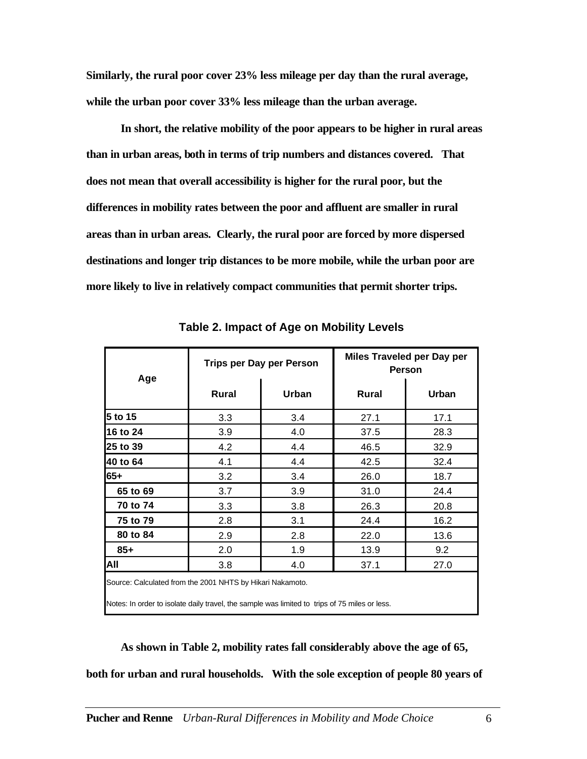**Similarly, the rural poor cover 23% less mileage per day than the rural average, while the urban poor cover 33% less mileage than the urban average.**

**In short, the relative mobility of the poor appears to be higher in rural areas than in urban areas, both in terms of trip numbers and distances covered. That does not mean that overall accessibility is higher for the rural poor, but the differences in mobility rates between the poor and affluent are smaller in rural areas than in urban areas. Clearly, the rural poor are forced by more dispersed destinations and longer trip distances to be more mobile, while the urban poor are more likely to live in relatively compact communities that permit shorter trips.**

**Table 2. Impact of Age on Mobility Levels**

| Age | Trips per Day per Person | | Miles Traveled per Day per Person | |
|---|---|---|---|---|
| | Rural | Urban | Rural | Urban |
| 5 to 15 | 3.3 | 3.4 | 27.1 | 17.1 |
| 16 to 24 | 3.9 | 4.0 | 37.5 | 28.3 |
| 25 to 39 | 4.2 | 4.4 | 46.5 | 32.9 |
| 40 to 64 | 4.1 | 4.4 | 42.5 | 32.4 |
| 65+ | 3.2 | 3.4 | 26.0 | 18.7 |
| 65 to 69 | 3.7 | 3.9 | 31.0 | 24.4 |
| 70 to 74 | 3.3 | 3.8 | 26.3 | 20.8 |
| 75 to 79 | 2.8 | 3.1 | 24.4 | 16.2 |
| 80 to 84 | 2.9 | 2.8 | 22.0 | 13.6 |
| 85+ | 2.0 | 1.9 | 13.9 | 9.2 |
| All | 3.8 | 4.0 | 37.1 | 27.0 |

Source: Calculated from the 2001 NHTS by Hikari Nakamoto.

Notes: In order to isolate daily travel, the sample was limited to trips of 75 miles or less.

**As shown in Table 2, mobility rates fall considerably above the age of 65, both for urban and rural households. With the sole exception of people 80 years of**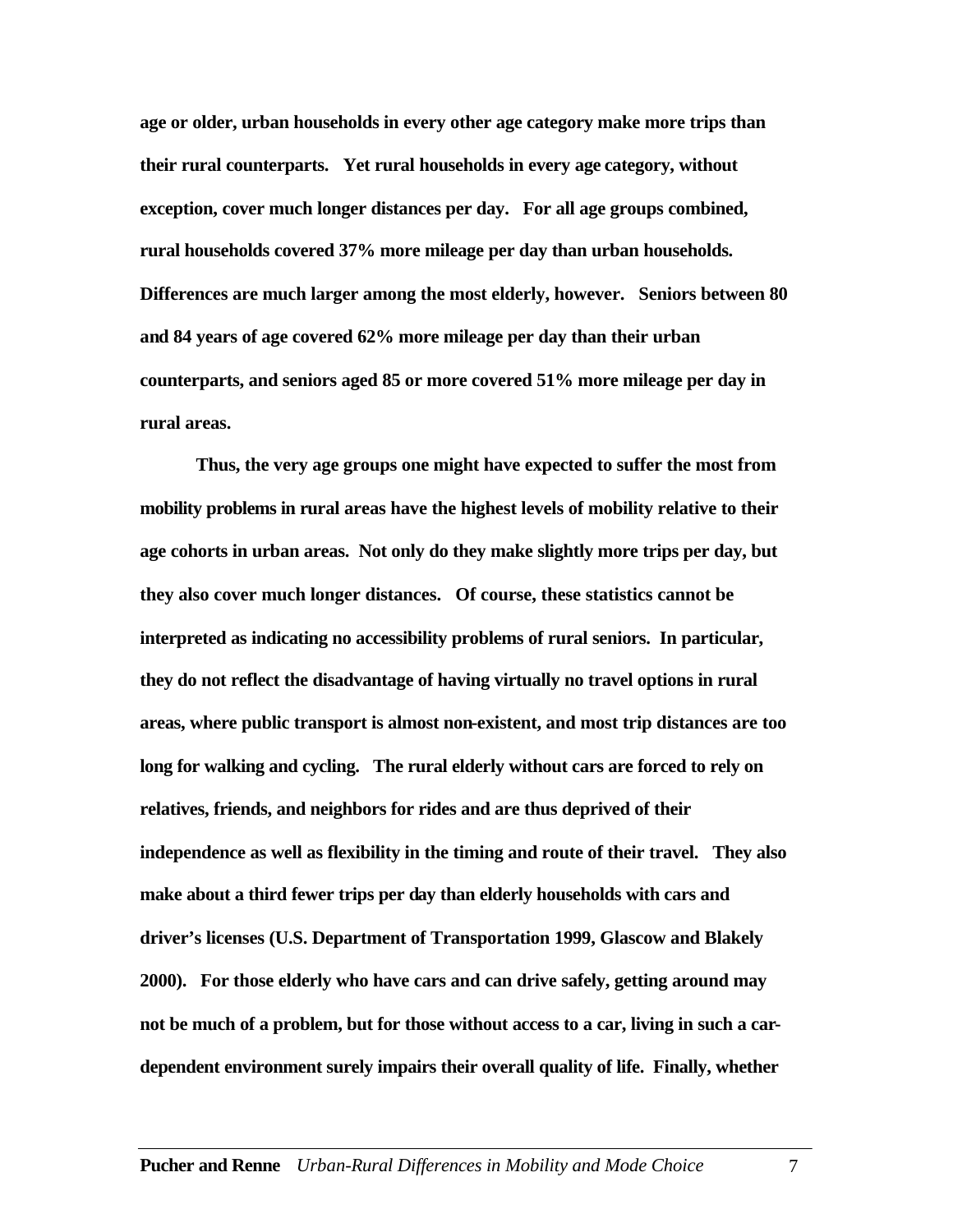**age or older, urban households in every other age category make more trips than their rural counterparts. Yet rural households in every age category, without exception, cover much longer distances per day. For all age groups combined, rural households covered 37% more mileage per day than urban households. Differences are much larger among the most elderly, however. Seniors between 80 and 84 years of age covered 62% more mileage per day than their urban counterparts, and seniors aged 85 or more covered 51% more mileage per day in rural areas.**

**Thus, the very age groups one might have expected to suffer the most from mobility problems in rural areas have the highest levels of mobility relative to their age cohorts in urban areas. Not only do they make slightly more trips per day, but they also cover much longer distances. Of course, these statistics cannot be interpreted as indicating no accessibility problems of rural seniors. In particular, they do not reflect the disadvantage of having virtually no travel options in rural areas, where public transport is almost non-existent, and most trip distances are too long for walking and cycling. The rural elderly without cars are forced to rely on relatives, friends, and neighbors for rides and are thus deprived of their independence as well as flexibility in the timing and route of their travel. They also make about a third fewer trips per day than elderly households with cars and driver's licenses (U.S. Department of Transportation 1999, Glascow and Blakely 2000). For those elderly who have cars and can drive safely, getting around may not be much of a problem, but for those without access to a car, living in such a car-dependent environment surely impairs their overall quality of life. Finally, whether**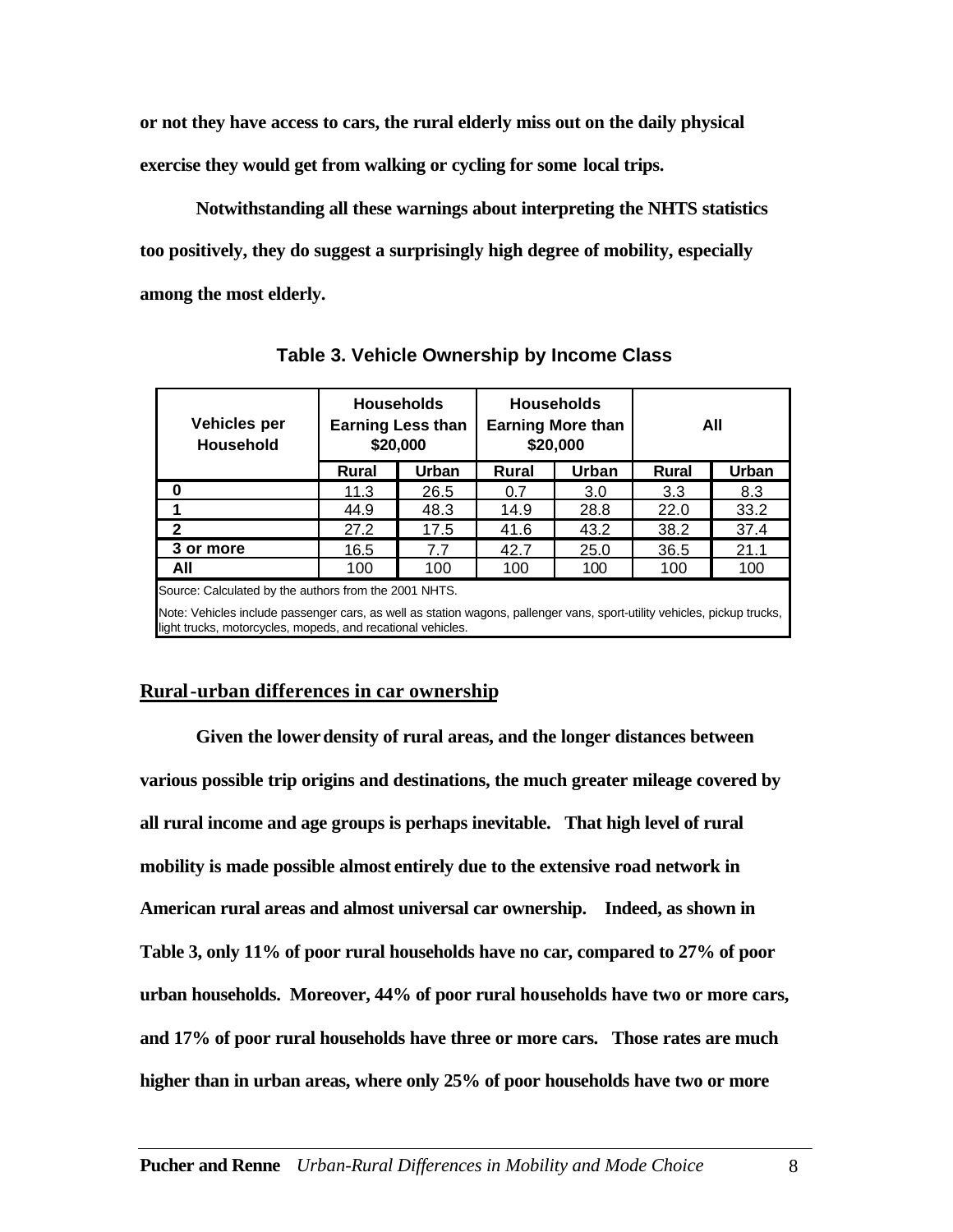**or not they have access to cars, the rural elderly miss out on the daily physical exercise they would get from walking or cycling for some local trips.**

**Notwithstanding all these warnings about interpreting the NHTS statistics too positively, they do suggest a surprisingly high degree of mobility, especially among the most elderly.**

**Table 3. Vehicle Ownership by Income Class**

| Vehicles per Household | Households Earning Less than \$20,000 | | Households Earning More than \$20,000 | | All | |
|---|---|---|---|---|---|---|
| | Rural | Urban | Rural | Urban | Rural | Urban |
| 0 | 11.3 | 26.5 | 0.7 | 3.0 | 3.3 | 8.3 |
| 1 | 44.9 | 48.3 | 14.9 | 28.8 | 22.0 | 33.2 |
| 2 | 27.2 | 17.5 | 41.6 | 43.2 | 38.2 | 37.4 |
| 3 or more | 16.5 | 7.7 | 42.7 | 25.0 | 36.5 | 21.1 |
| All | 100 | 100 | 100 | 100 | 100 | 100 |

Source: Calculated by the authors from the 2001 NHTS.

Note: Vehicles include passenger cars, as well as station wagons, pallenger vans, sport-utility vehicles, pickup trucks, light trucks, motorcycles, mopeds, and recational vehicles.

## Rural-urban differences in car ownership

**Given the lower density of rural areas, and the longer distances between various possible trip origins and destinations, the much greater mileage covered by all rural income and age groups is perhaps inevitable. That high level of rural mobility is made possible almost entirely due to the extensive road network in American rural areas and almost universal car ownership. Indeed, as shown in Table 3, only 11% of poor rural households have no car, compared to 27% of poor urban households. Moreover, 44% of poor rural households have two or more cars, and 17% of poor rural households have three or more cars. Those rates are much higher than in urban areas, where only 25% of poor households have two or more**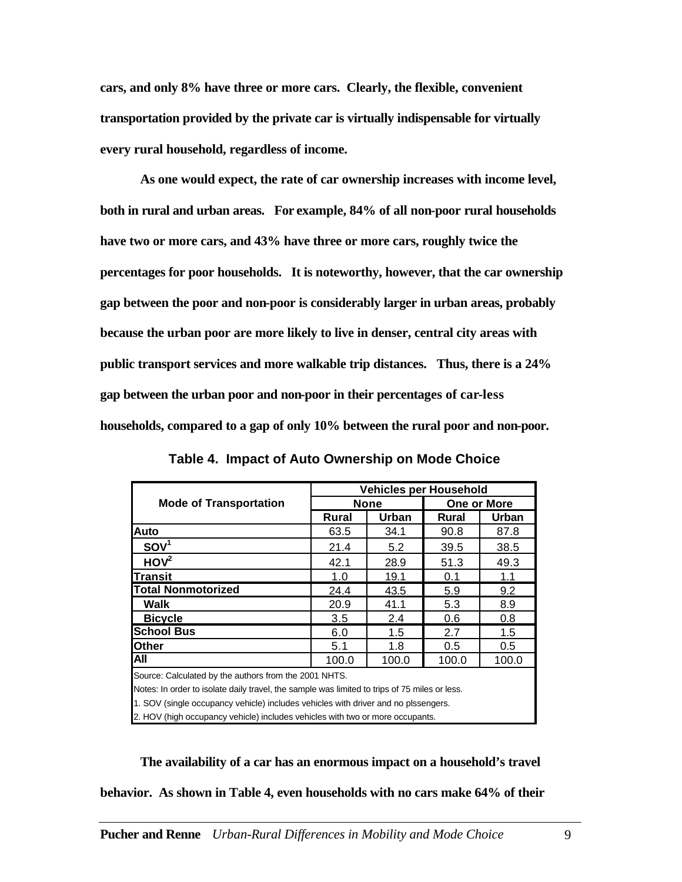**cars, and only 8% have three or more cars. Clearly, the flexible, convenient transportation provided by the private car is virtually indispensable for virtually every rural household, regardless of income.**

**As one would expect, the rate of car ownership increases with income level, both in rural and urban areas. For example, 84% of all non-poor rural households have two or more cars, and 43% have three or more cars, roughly twice the percentages for poor households. It is noteworthy, however, that the car ownership gap between the poor and non-poor is considerably larger in urban areas, probably because the urban poor are more likely to live in denser, central city areas with public transport services and more walkable trip distances. Thus, there is a 24% gap between the urban poor and non-poor in their percentages of car-less households, compared to a gap of only 10% between the rural poor and non-poor.**

**Table 4. Impact of Auto Ownership on Mode Choice**

| Mode of Transportation | Vehicles per Household | | | |
|---|---|---|---|---|
| | None | | One or More | |
| | Rural | Urban | Rural | Urban |
| **Auto** | 63.5 | 34.1 | 90.8 | 87.8 |
| **SOV[1]** | 21.4 | 5.2 | 39.5 | 38.5 |
| **HOV[2]** | 42.1 | 28.9 | 51.3 | 49.3 |
| **Transit** | 1.0 | 19.1 | 0.1 | 1.1 |
| **Total Nonmotorized** | 24.4 | 43.5 | 5.9 | 9.2 |
| **Walk** | 20.9 | 41.1 | 5.3 | 8.9 |
| **Bicycle** | 3.5 | 2.4 | 0.6 | 0.8 |
| **School Bus** | 6.0 | 1.5 | 2.7 | 1.5 |
| **Other** | 5.1 | 1.8 | 0.5 | 0.5 |
| **All** | 100.0 | 100.0 | 100.0 | 100.0 |

Source: Calculated by the authors from the 2001 NHTS.

Notes: In order to isolate daily travel, the sample was limited to trips of 75 miles or less.

1. SOV (single occupancy vehicle) includes vehicles with driver and no plssengers.

2. HOV (high occupancy vehicle) includes vehicles with two or more occupants.

**The availability of a car has an enormous impact on a household's travel behavior. As shown in Table 4, even households with no cars make 64% of their**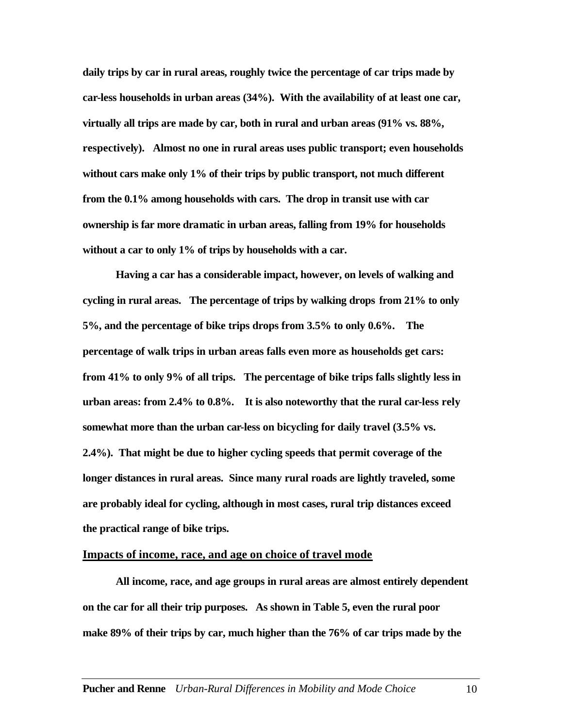**daily trips by car in rural areas, roughly twice the percentage of car trips made by car-less households in urban areas (34%). With the availability of at least one car, virtually all trips are made by car, both in rural and urban areas (91% vs. 88%, respectively). Almost no one in rural areas uses public transport; even households without cars make only 1% of their trips by public transport, not much different from the 0.1% among households with cars. The drop in transit use with car ownership is far more dramatic in urban areas, falling from 19% for households without a car to only 1% of trips by households with a car.**

**Having a car has a considerable impact, however, on levels of walking and cycling in rural areas. The percentage of trips by walking drops from 21% to only 5%, and the percentage of bike trips drops from 3.5% to only 0.6%. The percentage of walk trips in urban areas falls even more as households get cars: from 41% to only 9% of all trips. The percentage of bike trips falls slightly less in urban areas: from 2.4% to 0.8%. It is also noteworthy that the rural car-less rely somewhat more than the urban car-less on bicycling for daily travel (3.5% vs. 2.4%). That might be due to higher cycling speeds that permit coverage of the longer distances in rural areas. Since many rural roads are lightly traveled, some are probably ideal for cycling, although in most cases, rural trip distances exceed the practical range of bike trips.**

## Impacts of income, race, and age on choice of travel mode

**All income, race, and age groups in rural areas are almost entirely dependent on the car for all their trip purposes. As shown in Table 5, even the rural poor make 89% of their trips by car, much higher than the 76% of car trips made by the**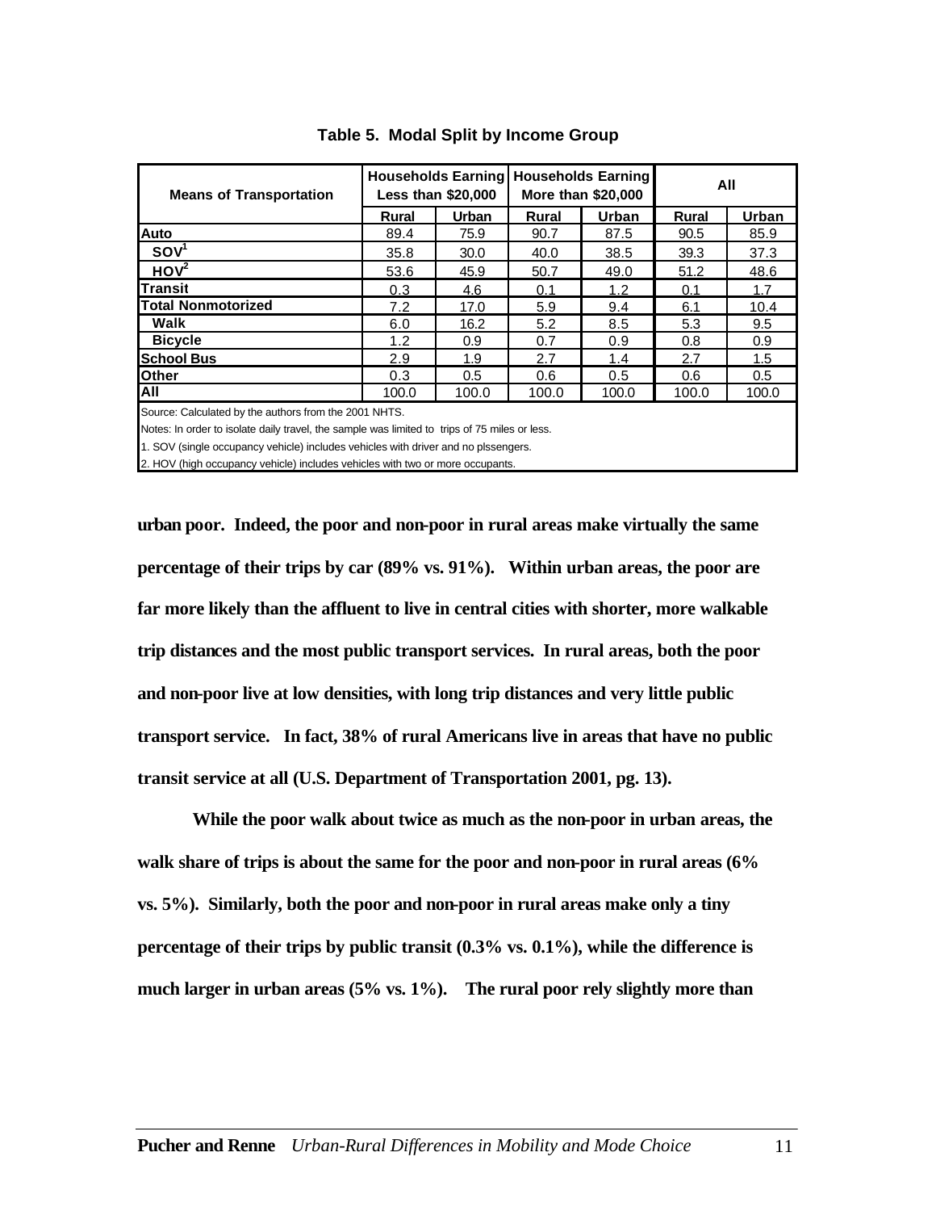**Table 5. Modal Split by Income Group**

| Means of Transportation | Households Earning Less than $20,000 | | Households Earning More than $20,000 | | All | |
|---|---|---|---|---|---|---|
| | Rural | Urban | Rural | Urban | Rural | Urban |
| **Auto** | 89.4 | 75.9 | 90.7 | 87.5 | 90.5 | 85.9 |
| **SOV**[1] | 35.8 | 30.0 | 40.0 | 38.5 | 39.3 | 37.3 |
| **HOV**[2] | 53.6 | 45.9 | 50.7 | 49.0 | 51.2 | 48.6 |
| **Transit** | 0.3 | 4.6 | 0.1 | 1.2 | 0.1 | 1.7 |
| **Total Nonmotorized** | 7.2 | 17.0 | 5.9 | 9.4 | 6.1 | 10.4 |
| **Walk** | 6.0 | 16.2 | 5.2 | 8.5 | 5.3 | 9.5 |
| **Bicycle** | 1.2 | 0.9 | 0.7 | 0.9 | 0.8 | 0.9 |
| **School Bus** | 2.9 | 1.9 | 2.7 | 1.4 | 2.7 | 1.5 |
| **Other** | 0.3 | 0.5 | 0.6 | 0.5 | 0.6 | 0.5 |
| **All** | 100.0 | 100.0 | 100.0 | 100.0 | 100.0 | 100.0 |

Source: Calculated by the authors from the 2001 NHTS.

Notes: In order to isolate daily travel, the sample was limited to trips of 75 miles or less.

1. SOV (single occupancy vehicle) includes vehicles with driver and no plssengers.

2. HOV (high occupancy vehicle) includes vehicles with two or more occupants.

**urban poor. Indeed, the poor and non-poor in rural areas make virtually the same percentage of their trips by car (89% vs. 91%). Within urban areas, the poor are far more likely than the affluent to live in central cities with shorter, more walkable trip distances and the most public transport services. In rural areas, both the poor and non-poor live at low densities, with long trip distances and very little public transport service. In fact, 38% of rural Americans live in areas that have no public transit service at all (U.S. Department of Transportation 2001, pg. 13).**

**While the poor walk about twice as much as the non-poor in urban areas, the walk share of trips is about the same for the poor and non-poor in rural areas (6% vs. 5%). Similarly, both the poor and non-poor in rural areas make only a tiny percentage of their trips by public transit (0.3% vs. 0.1%), while the difference is much larger in urban areas (5% vs. 1%). The rural poor rely slightly more than**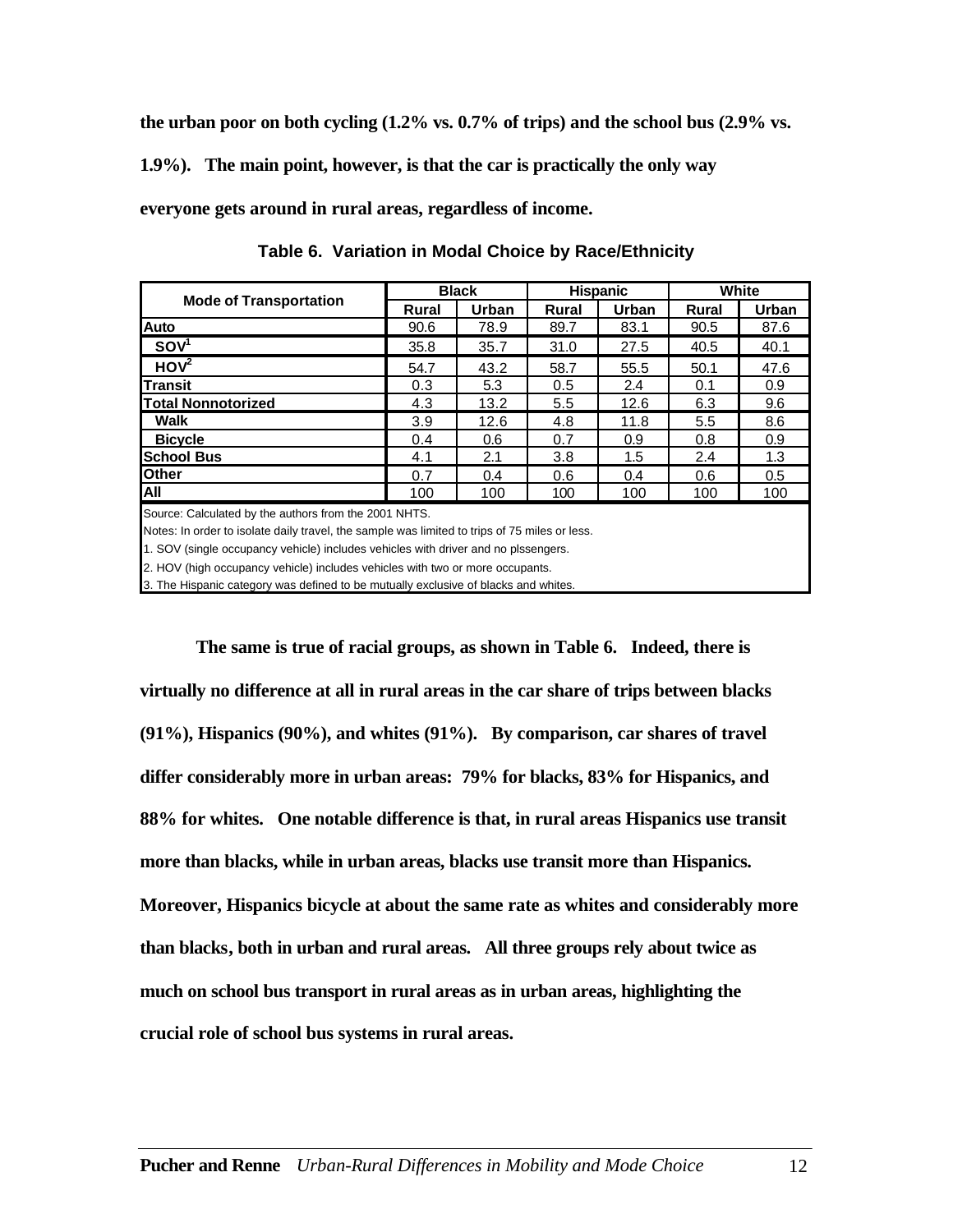**the urban poor on both cycling (1.2% vs. 0.7% of trips) and the school bus (2.9% vs. 1.9%). The main point, however, is that the car is practically the only way everyone gets around in rural areas, regardless of income.**

**Table 6. Variation in Modal Choice by Race/Ethnicity**

| Mode of Transportation | Black | | Hispanic | | White | |
|---|---|---|---|---|---|---|
| | Rural | Urban | Rural | Urban | Rural | Urban |
| **Auto** | 90.6 | 78.9 | 89.7 | 83.1 | 90.5 | 87.6 |
| **SOV**[1] | 35.8 | 35.7 | 31.0 | 27.5 | 40.5 | 40.1 |
| **HOV**[2] | 54.7 | 43.2 | 58.7 | 55.5 | 50.1 | 47.6 |
| **Transit** | 0.3 | 5.3 | 0.5 | 2.4 | 0.1 | 0.9 |
| **Total Nonnotorized** | 4.3 | 13.2 | 5.5 | 12.6 | 6.3 | 9.6 |
| **Walk** | 3.9 | 12.6 | 4.8 | 11.8 | 5.5 | 8.6 |
| **Bicycle** | 0.4 | 0.6 | 0.7 | 0.9 | 0.8 | 0.9 |
| **School Bus** | 4.1 | 2.1 | 3.8 | 1.5 | 2.4 | 1.3 |
| **Other** | 0.7 | 0.4 | 0.6 | 0.4 | 0.6 | 0.5 |
| **All** | 100 | 100 | 100 | 100 | 100 | 100 |

Source: Calculated by the authors from the 2001 NHTS.

Notes: In order to isolate daily travel, the sample was limited to trips of 75 miles or less.

1. SOV (single occupancy vehicle) includes vehicles with driver and no plssengers.

2. HOV (high occupancy vehicle) includes vehicles with two or more occupants.

3. The Hispanic category was defined to be mutually exclusive of blacks and whites.

**The same is true of racial groups, as shown in Table 6. Indeed, there is virtually no difference at all in rural areas in the car share of trips between blacks (91%), Hispanics (90%), and whites (91%). By comparison, car shares of travel differ considerably more in urban areas: 79% for blacks, 83% for Hispanics, and 88% for whites. One notable difference is that, in rural areas Hispanics use transit more than blacks, while in urban areas, blacks use transit more than Hispanics. Moreover, Hispanics bicycle at about the same rate as whites and considerably more than blacks, both in urban and rural areas. All three groups rely about twice as much on school bus transport in rural areas as in urban areas, highlighting the crucial role of school bus systems in rural areas.**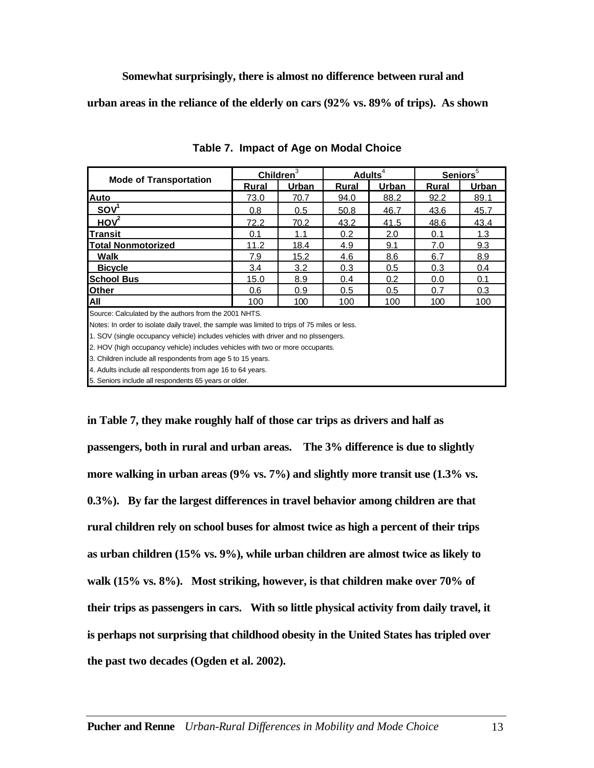**Somewhat surprisingly, there is almost no difference between rural and urban areas in the reliance of the elderly on cars (92% vs. 89% of trips). As shown**

**Table 7. Impact of Age on Modal Choice**

| Mode of Transportation | Children[3] | | Adults[4] | | Seniors[5] | |
|---|---|---|---|---|---|---|
| | Rural | Urban | Rural | Urban | Rural | Urban |
| **Auto** | 73.0 | 70.7 | 94.0 | 88.2 | 92.2 | 89.1 |
| **SOV[1]** | 0.8 | 0.5 | 50.8 | 46.7 | 43.6 | 45.7 |
| **HOV[2]** | 72.2 | 70.2 | 43.2 | 41.5 | 48.6 | 43.4 |
| **Transit** | 0.1 | 1.1 | 0.2 | 2.0 | 0.1 | 1.3 |
| **Total Nonmotorized** | 11.2 | 18.4 | 4.9 | 9.1 | 7.0 | 9.3 |
| **Walk** | 7.9 | 15.2 | 4.6 | 8.6 | 6.7 | 8.9 |
| **Bicycle** | 3.4 | 3.2 | 0.3 | 0.5 | 0.3 | 0.4 |
| **School Bus** | 15.0 | 8.9 | 0.4 | 0.2 | 0.0 | 0.1 |
| **Other** | 0.6 | 0.9 | 0.5 | 0.5 | 0.7 | 0.3 |
| **All** | 100 | 100 | 100 | 100 | 100 | 100 |

Source: Calculated by the authors from the 2001 NHTS.

Notes: In order to isolate daily travel, the sample was limited to trips of 75 miles or less.

1. SOV (single occupancy vehicle) includes vehicles with driver and no plssengers.
2. HOV (high occupancy vehicle) includes vehicles with two or more occupants.
3. Children include all respondents from age 5 to 15 years.
4. Adults include all respondents from age 16 to 64 years.
5. Seniors include all respondents 65 years or older.

**in Table 7, they make roughly half of those car trips as drivers and half as passengers, both in rural and urban areas. The 3% difference is due to slightly more walking in urban areas (9% vs. 7%) and slightly more transit use (1.3% vs. 0.3%). By far the largest differences in travel behavior among children are that rural children rely on school buses for almost twice as high a percent of their trips as urban children (15% vs. 9%), while urban children are almost twice as likely to walk (15% vs. 8%). Most striking, however, is that children make over 70% of their trips as passengers in cars. With so little physical activity from daily travel, it is perhaps not surprising that childhood obesity in the United States has tripled over the past two decades (Ogden et al. 2002).**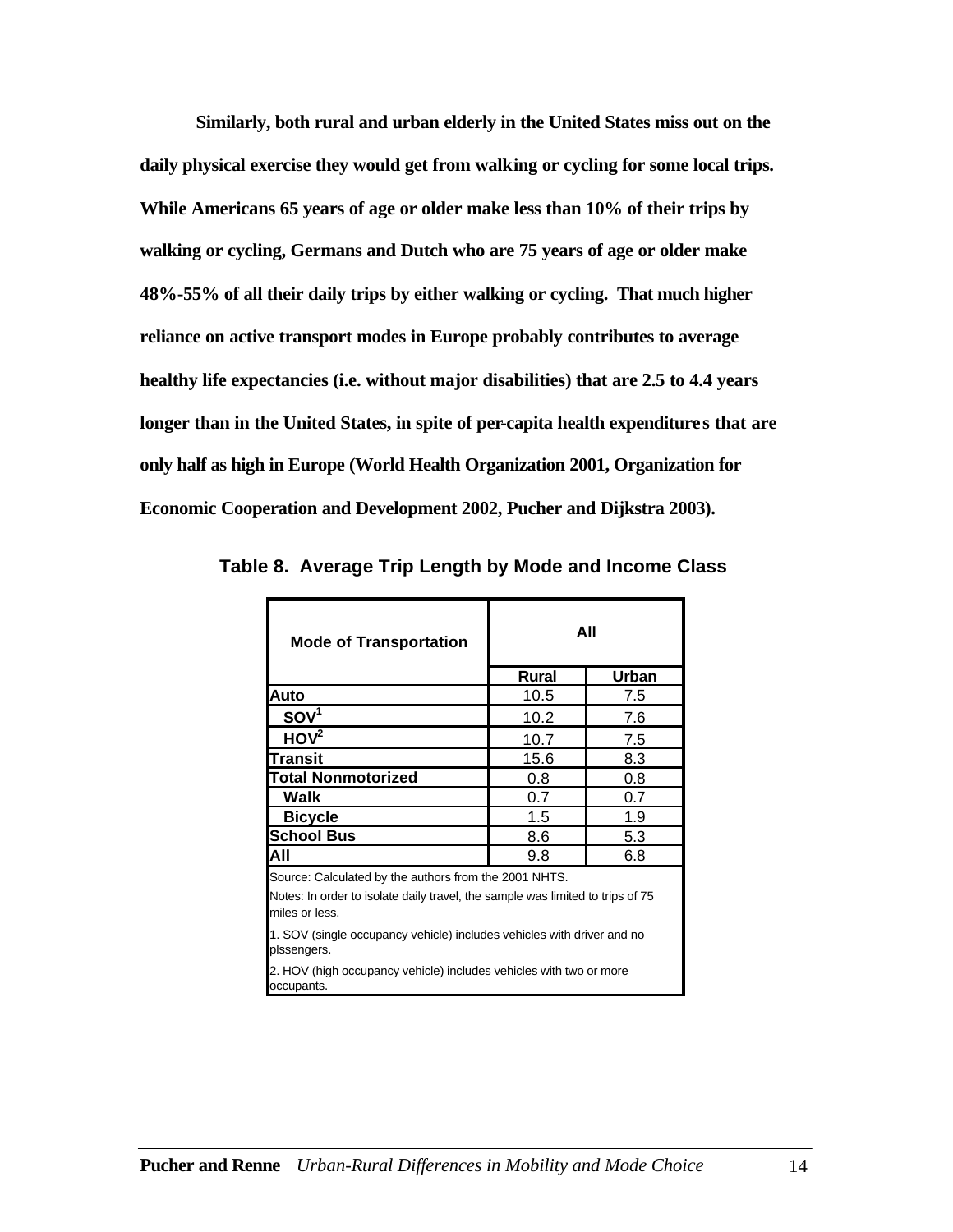**Similarly, both rural and urban elderly in the United States miss out on the daily physical exercise they would get from walking or cycling for some local trips. While Americans 65 years of age or older make less than 10% of their trips by walking or cycling, Germans and Dutch who are 75 years of age or older make 48%-55% of all their daily trips by either walking or cycling. That much higher reliance on active transport modes in Europe probably contributes to average healthy life expectancies (i.e. without major disabilities) that are 2.5 to 4.4 years longer than in the United States, in spite of per-capita health expenditures that are only half as high in Europe (World Health Organization 2001, Organization for Economic Cooperation and Development 2002, Pucher and Dijkstra 2003).**

**Table 8. Average Trip Length by Mode and Income Class**

| Mode of Transportation | All | |
|---|---|---|
| | Rural | Urban |
| **Auto** | 10.5 | 7.5 |
| **SOV[1]** | 10.2 | 7.6 |
| **HOV[2]** | 10.7 | 7.5 |
| **Transit** | 15.6 | 8.3 |
| **Total Nonmotorized** | 0.8 | 0.8 |
| **Walk** | 0.7 | 0.7 |
| **Bicycle** | 1.5 | 1.9 |
| **School Bus** | 8.6 | 5.3 |
| **All** | 9.8 | 6.8 |

Source: Calculated by the authors from the 2001 NHTS.

Notes: In order to isolate daily travel, the sample was limited to trips of 75 miles or less.

1. SOV (single occupancy vehicle) includes vehicles with driver and no plssengers.

2. HOV (high occupancy vehicle) includes vehicles with two or more occupants.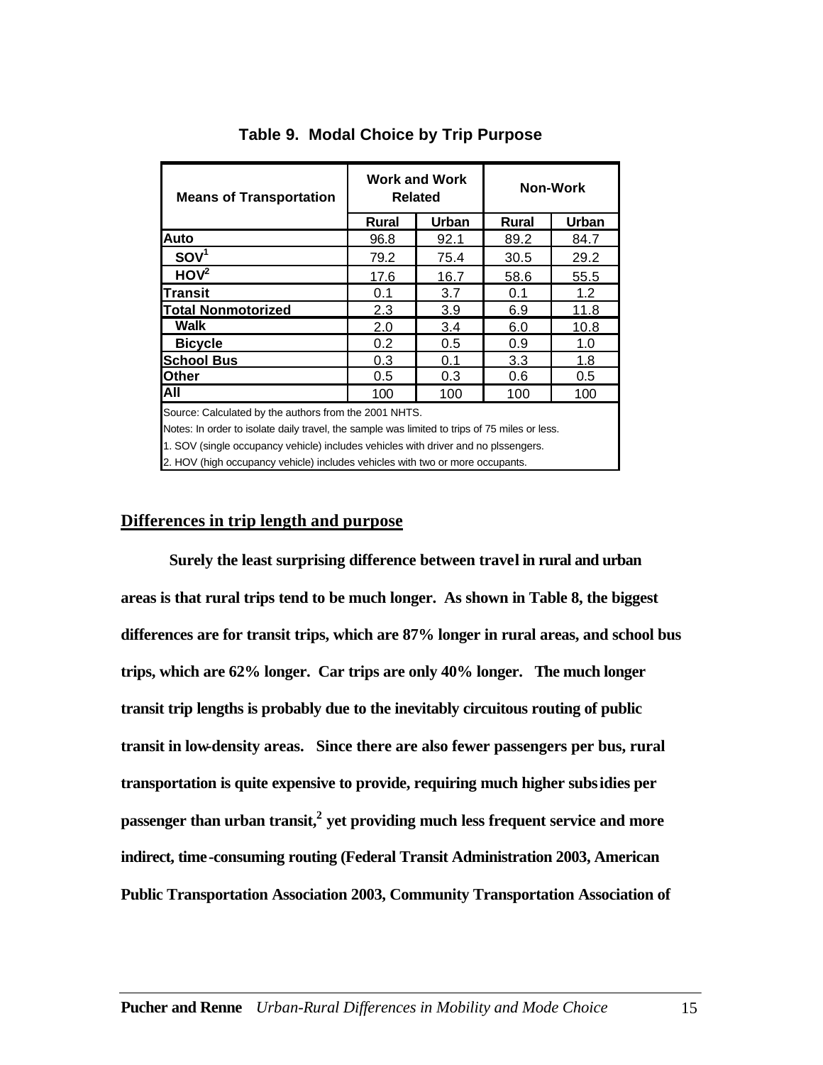**Table 9. Modal Choice by Trip Purpose**

| Means of Transportation | Work and Work Related | | Non-Work | |
|---|---|---|---|---|
| | Rural | Urban | Rural | Urban |
| **Auto** | 96.8 | 92.1 | 89.2 | 84.7 |
| **SOV[1]** | 79.2 | 75.4 | 30.5 | 29.2 |
| **HOV[2]** | 17.6 | 16.7 | 58.6 | 55.5 |
| **Transit** | 0.1 | 3.7 | 0.1 | 1.2 |
| **Total Nonmotorized** | 2.3 | 3.9 | 6.9 | 11.8 |
| **Walk** | 2.0 | 3.4 | 6.0 | 10.8 |
| **Bicycle** | 0.2 | 0.5 | 0.9 | 1.0 |
| **School Bus** | 0.3 | 0.1 | 3.3 | 1.8 |
| **Other** | 0.5 | 0.3 | 0.6 | 0.5 |
| **All** | 100 | 100 | 100 | 100 |

Source: Calculated by the authors from the 2001 NHTS.

Notes: In order to isolate daily travel, the sample was limited to trips of 75 miles or less.

1. SOV (single occupancy vehicle) includes vehicles with driver and no plssengers.
2. HOV (high occupancy vehicle) includes vehicles with two or more occupants.

## Differences in trip length and purpose

**Surely the least surprising difference between travel in rural and urban areas is that rural trips tend to be much longer. As shown in Table 8, the biggest differences are for transit trips, which are 87% longer in rural areas, and school bus trips, which are 62% longer. Car trips are only 40% longer. The much longer transit trip lengths is probably due to the inevitably circuitous routing of public transit in low-density areas. Since there are also fewer passengers per bus, rural transportation is quite expensive to provide, requiring much higher subsidies per passenger than urban transit,[2] yet providing much less frequent service and more indirect, time-consuming routing (Federal Transit Administration 2003, American Public Transportation Association 2003, Community Transportation Association of**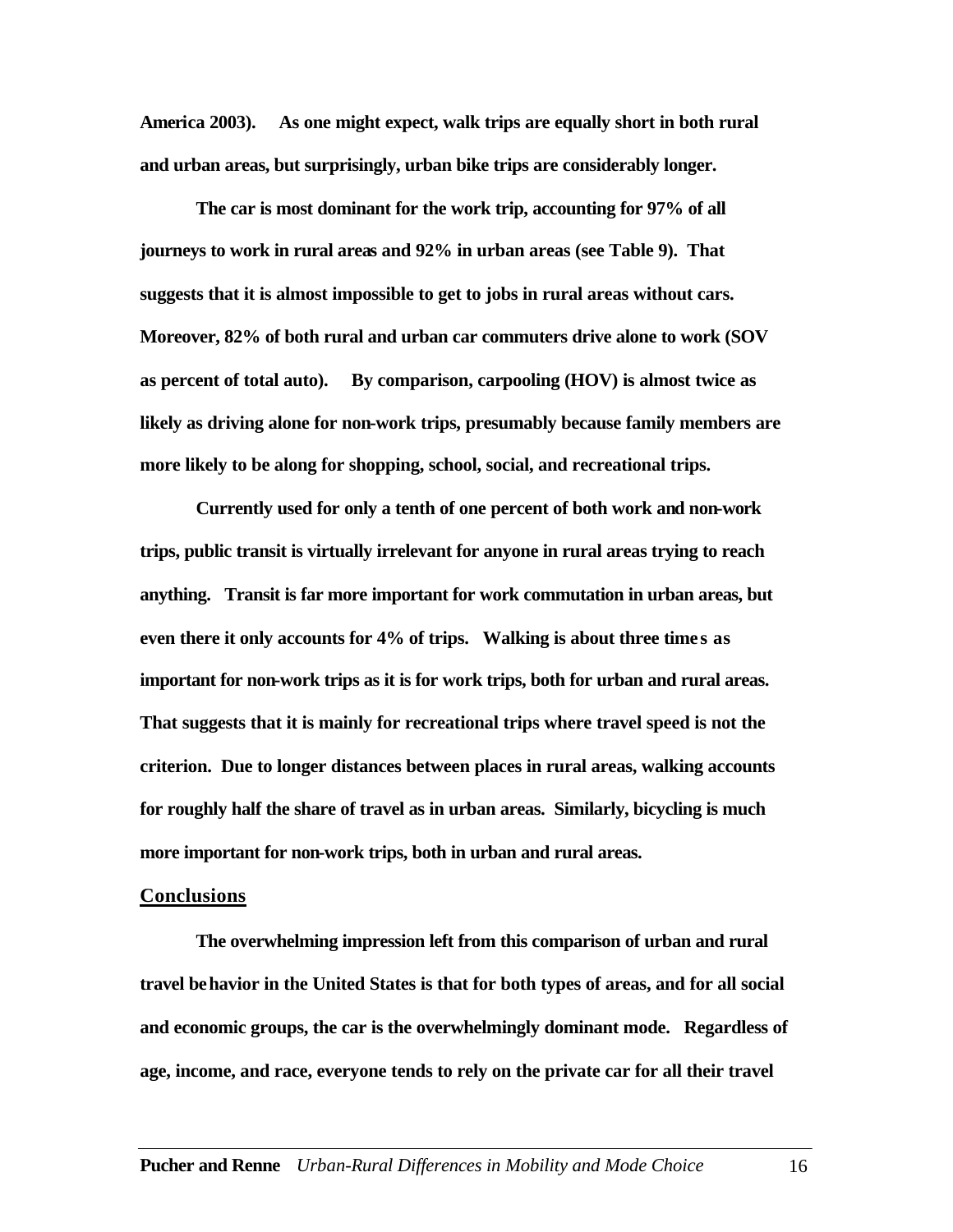America 2003). As one might expect, walk trips are equally short in both rural and urban areas, but surprisingly, urban bike trips are considerably longer.

The car is most dominant for the work trip, accounting for 97% of all journeys to work in rural areas and 92% in urban areas (see Table 9). That suggests that it is almost impossible to get to jobs in rural areas without cars. Moreover, 82% of both rural and urban car commuters drive alone to work (SOV as percent of total auto). By comparison, carpooling (HOV) is almost twice as likely as driving alone for non-work trips, presumably because family members are more likely to be along for shopping, school, social, and recreational trips.

Currently used for only a tenth of one percent of both work and non-work trips, public transit is virtually irrelevant for anyone in rural areas trying to reach anything. Transit is far more important for work commutation in urban areas, but even there it only accounts for 4% of trips. Walking is about three times as important for non-work trips as it is for work trips, both for urban and rural areas. That suggests that it is mainly for recreational trips where travel speed is not the criterion. Due to longer distances between places in rural areas, walking accounts for roughly half the share of travel as in urban areas. Similarly, bicycling is much more important for non-work trips, both in urban and rural areas.

## Conclusions

The overwhelming impression left from this comparison of urban and rural travel behavior in the United States is that for both types of areas, and for all social and economic groups, the car is the overwhelmingly dominant mode. Regardless of age, income, and race, everyone tends to rely on the private car for all their travel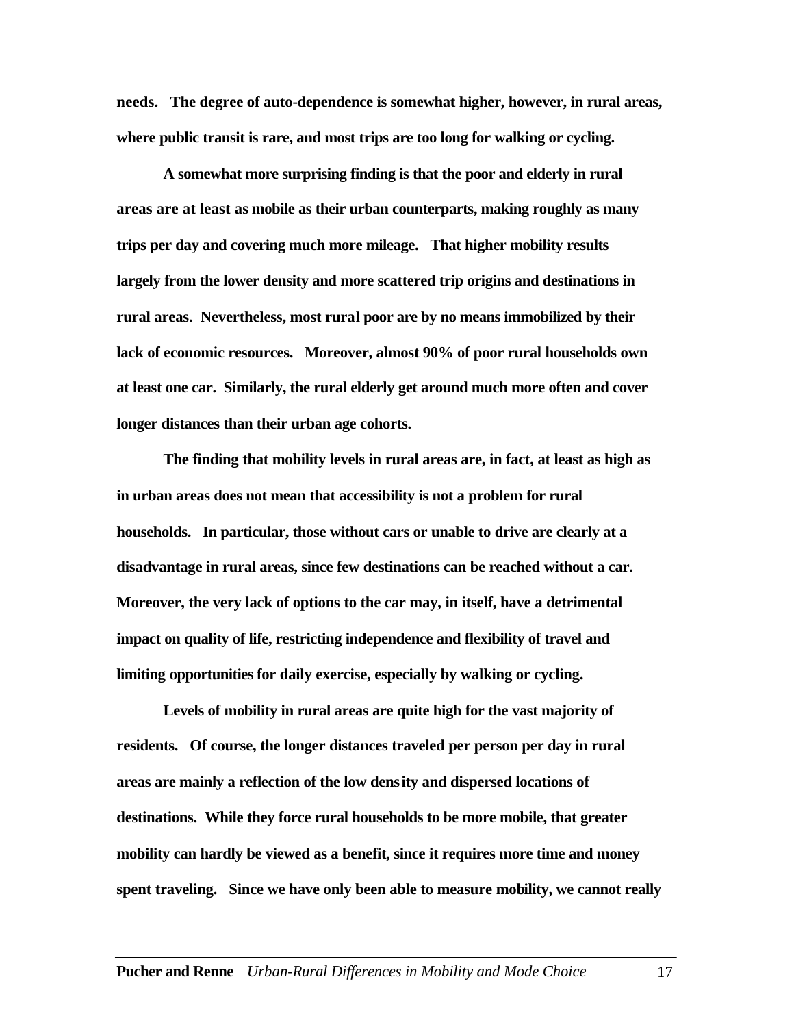**needs. The degree of auto-dependence is somewhat higher, however, in rural areas, where public transit is rare, and most trips are too long for walking or cycling.**

**A somewhat more surprising finding is that the poor and elderly in rural areas are at least as mobile as their urban counterparts, making roughly as many trips per day and covering much more mileage. That higher mobility results largely from the lower density and more scattered trip origins and destinations in rural areas. Nevertheless, most rural poor are by no means immobilized by their lack of economic resources. Moreover, almost 90% of poor rural households own at least one car. Similarly, the rural elderly get around much more often and cover longer distances than their urban age cohorts.**

**The finding that mobility levels in rural areas are, in fact, at least as high as in urban areas does not mean that accessibility is not a problem for rural households. In particular, those without cars or unable to drive are clearly at a disadvantage in rural areas, since few destinations can be reached without a car. Moreover, the very lack of options to the car may, in itself, have a detrimental impact on quality of life, restricting independence and flexibility of travel and limiting opportunities for daily exercise, especially by walking or cycling.**

**Levels of mobility in rural areas are quite high for the vast majority of residents. Of course, the longer distances traveled per person per day in rural areas are mainly a reflection of the low density and dispersed locations of destinations. While they force rural households to be more mobile, that greater mobility can hardly be viewed as a benefit, since it requires more time and money spent traveling. Since we have only been able to measure mobility, we cannot really**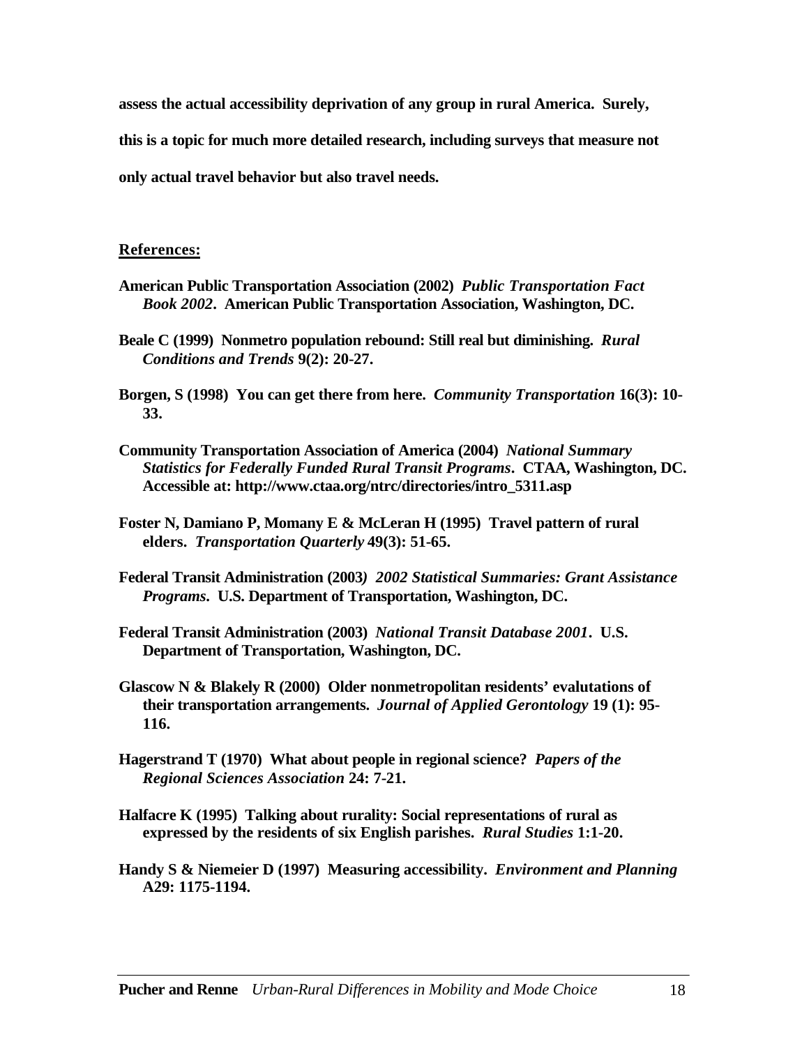**assess the actual accessibility deprivation of any group in rural America. Surely, this is a topic for much more detailed research, including surveys that measure not only actual travel behavior but also travel needs.**

## References:

**American Public Transportation Association (2002)** ***Public Transportation Fact Book 2002*****. American Public Transportation Association, Washington, DC.**

**Beale C (1999) Nonmetro population rebound: Still real but diminishing.** ***Rural Conditions and Trends*** **9(2): 20-27.**

**Borgen, S (1998) You can get there from here.** ***Community Transportation*** **16(3): 10-33.**

**Community Transportation Association of America (2004)** ***National Summary Statistics for Federally Funded Rural Transit Programs*****. CTAA, Washington, DC. Accessible at: http://www.ctaa.org/ntrc/directories/intro_5311.asp**

**Foster N, Damiano P, Momany E & McLeran H (1995) Travel pattern of rural elders.** ***Transportation Quarterly*** **49(3): 51-65.**

**Federal Transit Administration (2003)** ***2002 Statistical Summaries: Grant Assistance Programs*****. U.S. Department of Transportation, Washington, DC.**

**Federal Transit Administration (2003)** ***National Transit Database 2001*****. U.S. Department of Transportation, Washington, DC.**

**Glascow N & Blakely R (2000) Older nonmetropolitan residents' evalutations of their transportation arrangements.** ***Journal of Applied Gerontology*** **19 (1): 95-116.**

**Hagerstrand T (1970) What about people in regional science?** ***Papers of the Regional Sciences Association*** **24: 7-21.**

**Halfacre K (1995) Talking about rurality: Social representations of rural as expressed by the residents of six English parishes.** ***Rural Studies*** **1:1-20.**

**Handy S & Niemeier D (1997) Measuring accessibility.** ***Environment and Planning*** **A29: 1175-1194.**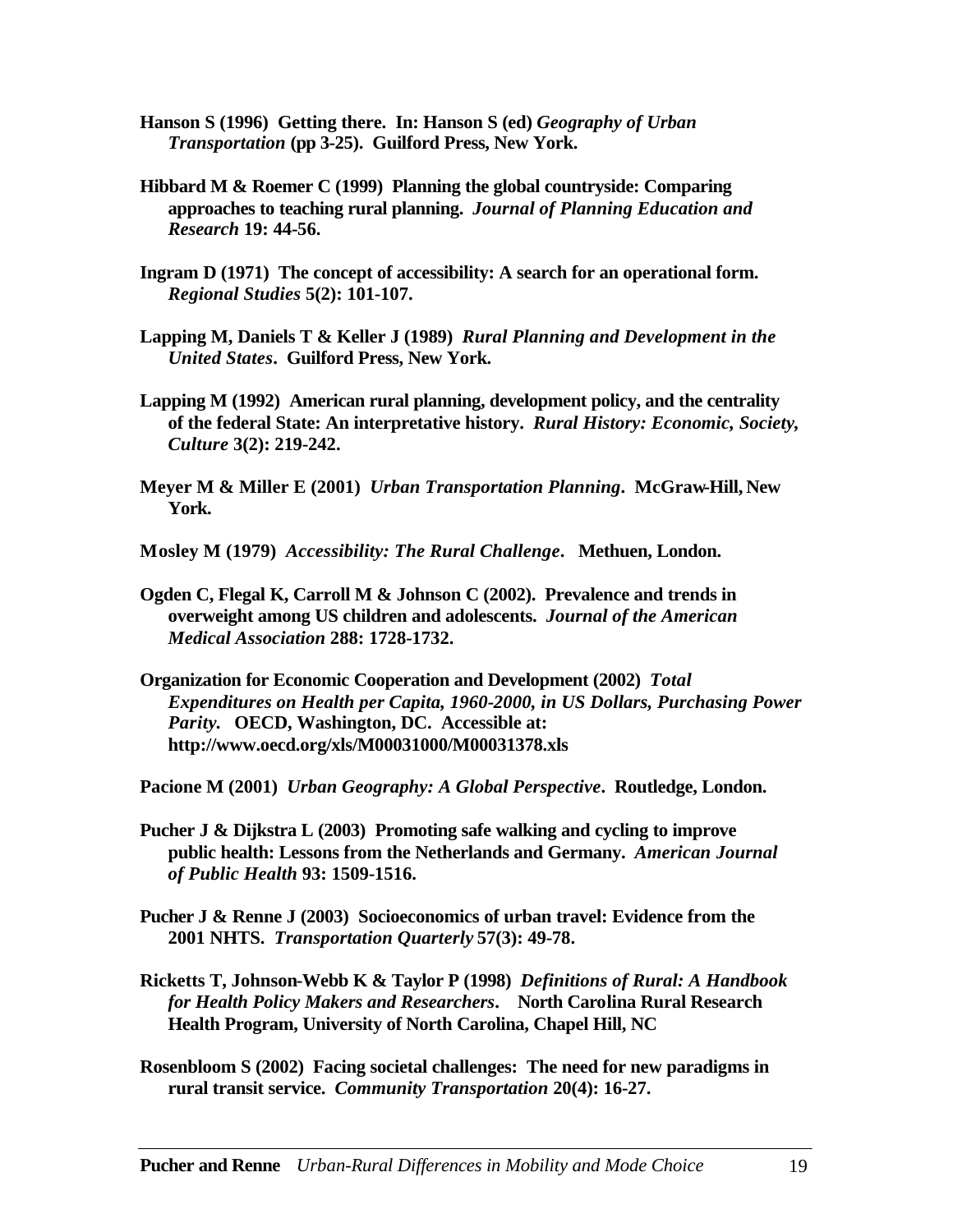Hanson S (1996) Getting there. In: Hanson S (ed) *Geography of Urban Transportation* (pp 3-25). Guilford Press, New York.

Hibbard M & Roemer C (1999) Planning the global countryside: Comparing approaches to teaching rural planning. *Journal of Planning Education and Research* 19: 44-56.

Ingram D (1971) The concept of accessibility: A search for an operational form. *Regional Studies* 5(2): 101-107.

Lapping M, Daniels T & Keller J (1989) *Rural Planning and Development in the United States*. Guilford Press, New York.

Lapping M (1992) American rural planning, development policy, and the centrality of the federal State: An interpretative history. *Rural History: Economic, Society, Culture* 3(2): 219-242.

Meyer M & Miller E (2001) *Urban Transportation Planning*. McGraw-Hill, New York.

Mosley M (1979) *Accessibility: The Rural Challenge*. Methuen, London.

Ogden C, Flegal K, Carroll M & Johnson C (2002). Prevalence and trends in overweight among US children and adolescents. *Journal of the American Medical Association* 288: 1728-1732.

Organization for Economic Cooperation and Development (2002) *Total Expenditures on Health per Capita, 1960-2000, in US Dollars, Purchasing Power Parity.* OECD, Washington, DC. Accessible at: http://www.oecd.org/xls/M00031000/M00031378.xls

Pacione M (2001) *Urban Geography: A Global Perspective*. Routledge, London.

Pucher J & Dijkstra L (2003) Promoting safe walking and cycling to improve public health: Lessons from the Netherlands and Germany. *American Journal of Public Health* 93: 1509-1516.

Pucher J & Renne J (2003) Socioeconomics of urban travel: Evidence from the 2001 NHTS. *Transportation Quarterly* 57(3): 49-78.

Ricketts T, Johnson-Webb K & Taylor P (1998) *Definitions of Rural: A Handbook for Health Policy Makers and Researchers*. North Carolina Rural Research Health Program, University of North Carolina, Chapel Hill, NC

Rosenbloom S (2002) Facing societal challenges: The need for new paradigms in rural transit service. *Community Transportation* 20(4): 16-27.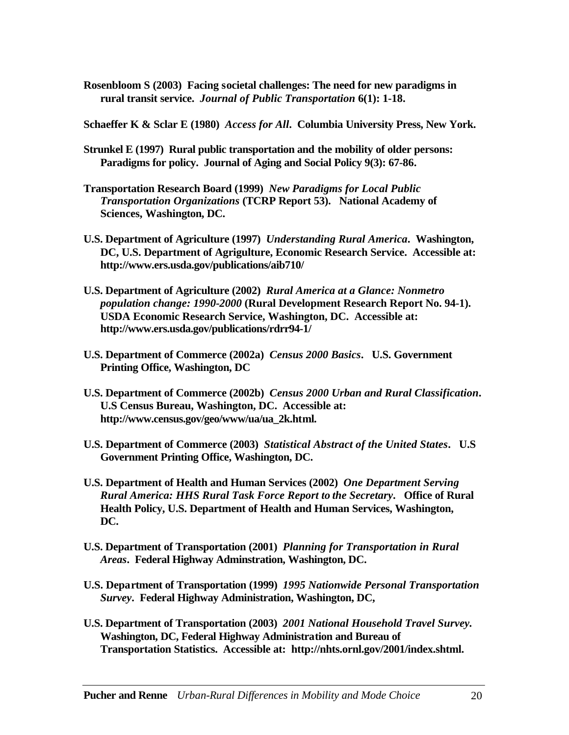Rosenbloom S (2003) Facing societal challenges: The need for new paradigms in rural transit service. *Journal of Public Transportation* 6(1): 1-18.

Schaeffer K & Sclar E (1980) *Access for All*. Columbia University Press, New York.

Strunkel E (1997) Rural public transportation and the mobility of older persons: Paradigms for policy. Journal of Aging and Social Policy 9(3): 67-86.

Transportation Research Board (1999) *New Paradigms for Local Public Transportation Organizations* (TCRP Report 53). National Academy of Sciences, Washington, DC.

U.S. Department of Agriculture (1997) *Understanding Rural America*. Washington, DC, U.S. Department of Agrigulture, Economic Research Service. Accessible at: http://www.ers.usda.gov/publications/aib710/

U.S. Department of Agriculture (2002) *Rural America at a Glance: Nonmetro population change: 1990-2000* (Rural Development Research Report No. 94-1). USDA Economic Research Service, Washington, DC. Accessible at: http://www.ers.usda.gov/publications/rdrr94-1/

U.S. Department of Commerce (2002a) *Census 2000 Basics*. U.S. Government Printing Office, Washington, DC

U.S. Department of Commerce (2002b) *Census 2000 Urban and Rural Classification*. U.S Census Bureau, Washington, DC. Accessible at: http://www.census.gov/geo/www/ua/ua_2k.html.

U.S. Department of Commerce (2003) *Statistical Abstract of the United States*. U.S Government Printing Office, Washington, DC.

U.S. Department of Health and Human Services (2002) *One Department Serving Rural America: HHS Rural Task Force Report to the Secretary*. Office of Rural Health Policy, U.S. Department of Health and Human Services, Washington, DC.

U.S. Department of Transportation (2001) *Planning for Transportation in Rural Areas*. Federal Highway Adminstration, Washington, DC.

U.S. Department of Transportation (1999) *1995 Nationwide Personal Transportation Survey*. Federal Highway Administration, Washington, DC,

U.S. Department of Transportation (2003) *2001 National Household Travel Survey.* Washington, DC, Federal Highway Administration and Bureau of Transportation Statistics. Accessible at: http://nhts.ornl.gov/2001/index.shtml.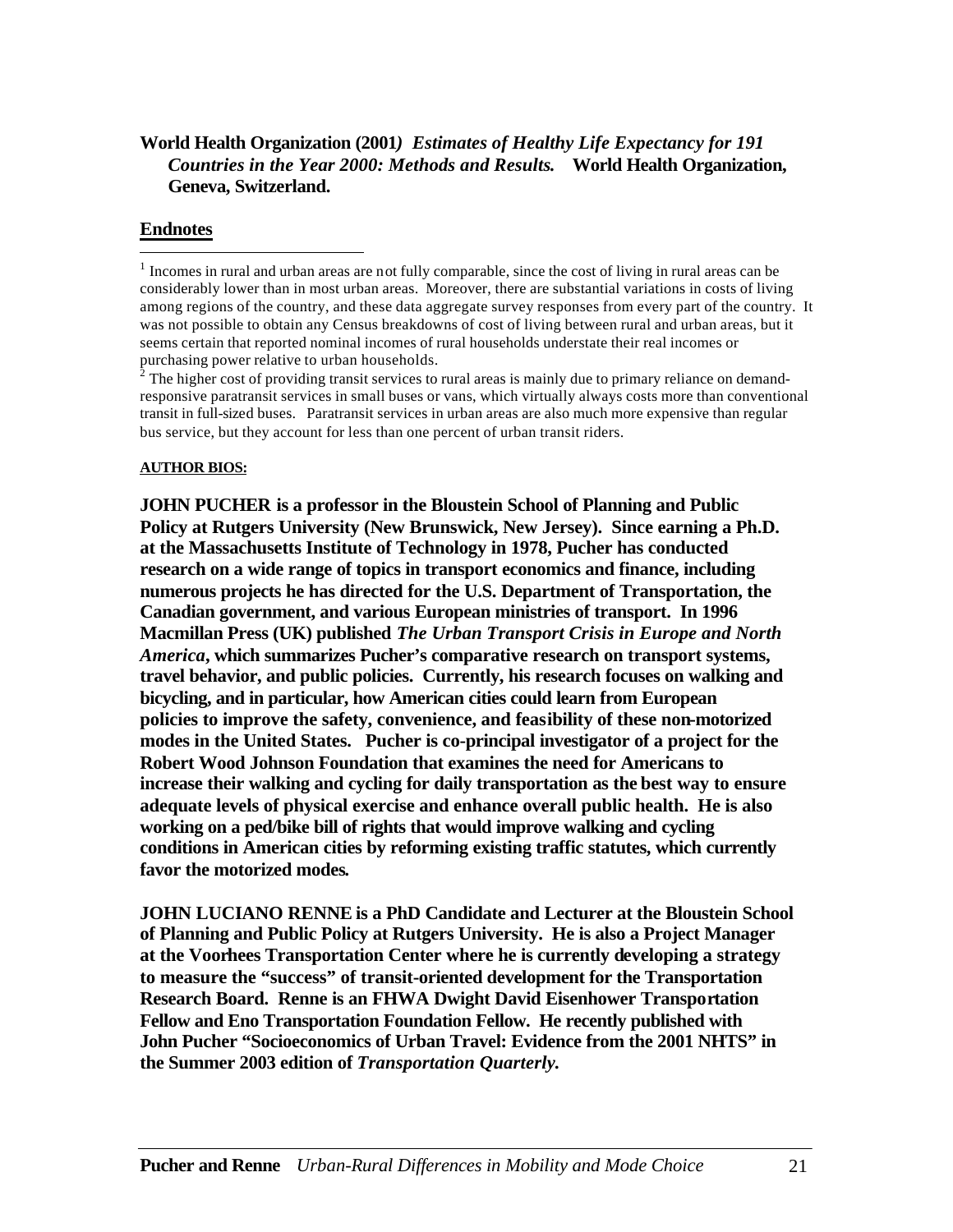**World Health Organization (2001)** ***Estimates of Healthy Life Expectancy for 191 Countries in the Year 2000: Methods and Results.*** **World Health Organization, Geneva, Switzerland.**

## Endnotes

[1] Incomes in rural and urban areas are not fully comparable, since the cost of living in rural areas can be considerably lower than in most urban areas. Moreover, there are substantial variations in costs of living among regions of the country, and these data aggregate survey responses from every part of the country. It was not possible to obtain any Census breakdowns of cost of living between rural and urban areas, but it seems certain that reported nominal incomes of rural households understate their real incomes or purchasing power relative to urban households.

[2] The higher cost of providing transit services to rural areas is mainly due to primary reliance on demand-responsive paratransit services in small buses or vans, which virtually always costs more than conventional transit in full-sized buses. Paratransit services in urban areas are also much more expensive than regular bus service, but they account for less than one percent of urban transit riders.

### AUTHOR BIOS:

**JOHN PUCHER is a professor in the Bloustein School of Planning and Public Policy at Rutgers University (New Brunswick, New Jersey). Since earning a Ph.D. at the Massachusetts Institute of Technology in 1978, Pucher has conducted research on a wide range of topics in transport economics and finance, including numerous projects he has directed for the U.S. Department of Transportation, the Canadian government, and various European ministries of transport. In 1996 Macmillan Press (UK) published *The Urban Transport Crisis in Europe and North America*, which summarizes Pucher's comparative research on transport systems, travel behavior, and public policies. Currently, his research focuses on walking and bicycling, and in particular, how American cities could learn from European policies to improve the safety, convenience, and feasibility of these non-motorized modes in the United States. Pucher is co-principal investigator of a project for the Robert Wood Johnson Foundation that examines the need for Americans to increase their walking and cycling for daily transportation as the best way to ensure adequate levels of physical exercise and enhance overall public health. He is also working on a ped/bike bill of rights that would improve walking and cycling conditions in American cities by reforming existing traffic statutes, which currently favor the motorized modes.**

**JOHN LUCIANO RENNE is a PhD Candidate and Lecturer at the Bloustein School of Planning and Public Policy at Rutgers University. He is also a Project Manager at the Voorhees Transportation Center where he is currently developing a strategy to measure the "success" of transit-oriented development for the Transportation Research Board. Renne is an FHWA Dwight David Eisenhower Transportation Fellow and Eno Transportation Foundation Fellow. He recently published with John Pucher "Socioeconomics of Urban Travel: Evidence from the 2001 NHTS" in the Summer 2003 edition of *Transportation Quarterly*.**